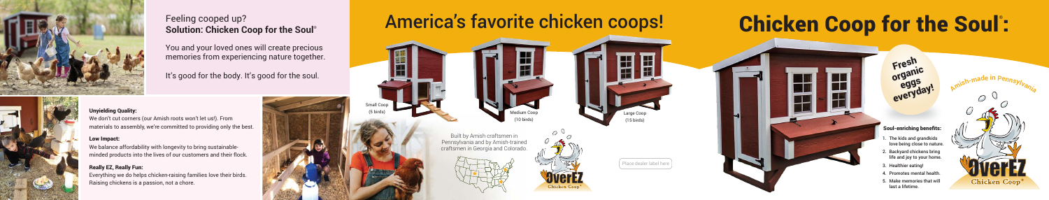Feeling cooped up?
**Solution: Chicken Coop for the Soul®**

You and your loved ones will create precious memories from experiencing nature together.

It's good for the body. It's good for the soul.

**Unyielding Quality:**
We don't cut corners (our Amish roots won't let us!). From materials to assembly, we're committed to providing only the best.

**Low Impact:**
We balance affordability with longevity to bring sustainable-minded products into the lives of our customers and their flock.

**Really EZ, Really Fun:**
Everything we do helps chicken-raising families love their birds. Raising chickens is a passion, not a chore.

# America's favorite chicken coops!

Small Coop (5 birds)

Medium Coop (10 birds)

Large Coop (15 birds)

Built by Amish craftsmen in Pennsylvania and by Amish-trained craftsmen in Georgia and Colorado.

OverEZ Chicken Coop®

Place dealer label here

# Chicken Coop for the Soul®:

Fresh organic eggs everyday!

Amish-made in Pennsylvania

**Soul-enriching benefits:**

1. The kids and grandkids love being close to nature.
2. Backyard chickens bring life and joy to your home.
3. Healthier eating!
4. Promotes mental health.
5. Make memories that will last a lifetime.

OverEZ Chicken Coop®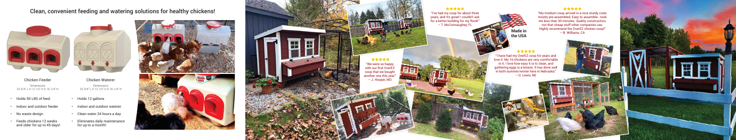# Clean, convenient feeding and watering solutions for healthy chickens!

**Chicken Feeder**

Dimensions: 22 3/4" L X 12 1/2" D X 16 1/4" H

- Holds 50 LBS of feed
- Indoor and outdoor feeder
- No waste design
- Feeds chickens 12 weeks and older for up to 45 days!

**Chicken Waterer**

Dimensions: 22 3/4" L X 12 1/2" D X 16 1/4" H

- Holds 12 gallons
- Indoor and outdoor waterer
- Clean water 24 hours a day
- Eliminates daily maintenance for up to a month!

★★★★★
"We were so happy with our first OverEZ coop that we bought another one this year."
– J. Hooper, MO

★★★★★
"I've had my coop for about three years, and it's great! I couldn't ask for a better building for my flock!"
– T. McConnaughey, FL

**Made in the USA**

★★★★★
"I have had my OverEZ coop for years and love it. My 16 chickens are very comfortable in it. I love how easy it is to clean, and gathering eggs is a breeze. It has done well in both summer/winter here in Nebraska."
– D. Lewis, NE

★★★★★
"My medium coop arrived in a nice sturdy crate mostly pre-assembled. Easy to assemble...took me less than 30 minutes. Quality construction, not that cheap stuff other companies use. Highly recommend the OverEZ chicken coop!"
– B. Williams, CA